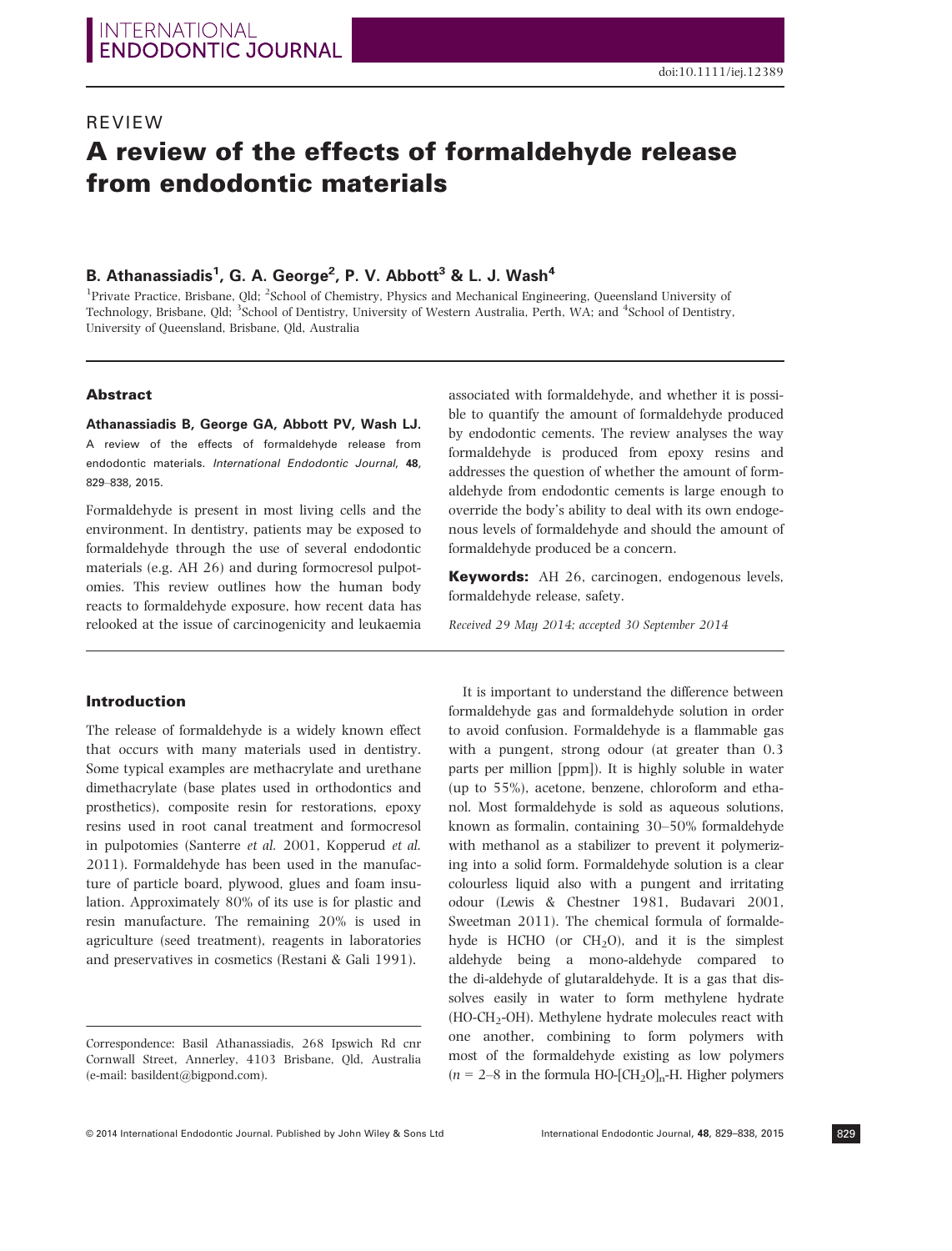REVIEW

# A review of the effects of formaldehyde release from endodontic materials

**B. Athanassiadis[1], G. A. George[2], P. V. Abbott[3] & L. J. Wash[4]**

[1]Private Practice, Brisbane, Qld; [2]School of Chemistry, Physics and Mechanical Engineering, Queensland University of Technology, Brisbane, Qld; [3]School of Dentistry, University of Western Australia, Perth, WA; and [4]School of Dentistry, University of Queensland, Brisbane, Qld, Australia

## Abstract

**Athanassiadis B, George GA, Abbott PV, Wash LJ.** A review of the effects of formaldehyde release from endodontic materials. *International Endodontic Journal*, **48**, 829–838, 2015.

Formaldehyde is present in most living cells and the environment. In dentistry, patients may be exposed to formaldehyde through the use of several endodontic materials (e.g. AH 26) and during formocresol pulpotomies. This review outlines how the human body reacts to formaldehyde exposure, how recent data has relooked at the issue of carcinogenicity and leukaemia associated with formaldehyde, and whether it is possible to quantify the amount of formaldehyde produced by endodontic cements. The review analyses the way formaldehyde is produced from epoxy resins and addresses the question of whether the amount of formaldehyde from endodontic cements is large enough to override the body's ability to deal with its own endogenous levels of formaldehyde and should the amount of formaldehyde produced be a concern.

**Keywords:** AH 26, carcinogen, endogenous levels, formaldehyde release, safety.

*Received 29 May 2014; accepted 30 September 2014*

## Introduction

The release of formaldehyde is a widely known effect that occurs with many materials used in dentistry. Some typical examples are methacrylate and urethane dimethacrylate (base plates used in orthodontics and prosthetics), composite resin for restorations, epoxy resins used in root canal treatment and formocresol in pulpotomies (Santerre *et al.* 2001, Kopperud *et al.* 2011). Formaldehyde has been used in the manufacture of particle board, plywood, glues and foam insulation. Approximately 80% of its use is for plastic and resin manufacture. The remaining 20% is used in agriculture (seed treatment), reagents in laboratories and preservatives in cosmetics (Restani & Gali 1991).

It is important to understand the difference between formaldehyde gas and formaldehyde solution in order to avoid confusion. Formaldehyde is a flammable gas with a pungent, strong odour (at greater than 0.3 parts per million [ppm]). It is highly soluble in water (up to 55%), acetone, benzene, chloroform and ethanol. Most formaldehyde is sold as aqueous solutions, known as formalin, containing 30–50% formaldehyde with methanol as a stabilizer to prevent it polymerizing into a solid form. Formaldehyde solution is a clear colourless liquid also with a pungent and irritating odour (Lewis & Chestner 1981, Budavari 2001, Sweetman 2011). The chemical formula of formaldehyde is HCHO (or $CH_2O$), and it is the simplest aldehyde being a mono-aldehyde compared to the di-aldehyde of glutaraldehyde. It is a gas that dissolves easily in water to form methylene hydrate ($HO\text{-}CH_2\text{-}OH$). Methylene hydrate molecules react with one another, combining to form polymers with most of the formaldehyde existing as low polymers ($n = 2$–$8$ in the formula $HO\text{-}[CH_2O]_n\text{-}H$. Higher polymers

Correspondence: Basil Athanassiadis, 268 Ipswich Rd cnr Cornwall Street, Annerley, 4103 Brisbane, Qld, Australia (e-mail: basildent@bigpond.com).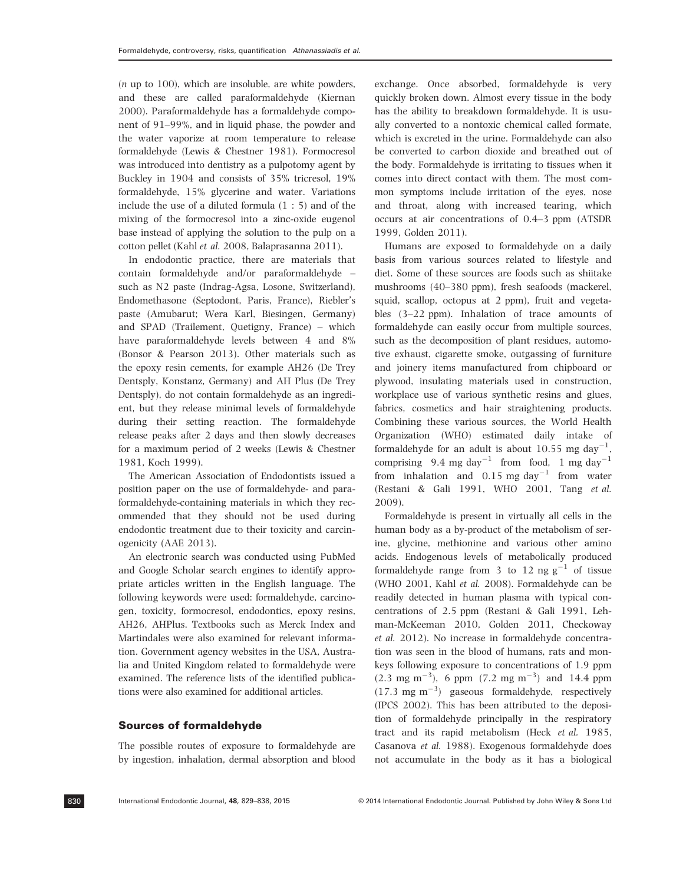(*n* up to 100), which are insoluble, are white powders, and these are called paraformaldehyde (Kiernan 2000). Paraformaldehyde has a formaldehyde component of 91–99%, and in liquid phase, the powder and the water vaporize at room temperature to release formaldehyde (Lewis & Chestner 1981). Formocresol was introduced into dentistry as a pulpotomy agent by Buckley in 1904 and consists of 35% tricresol, 19% formaldehyde, 15% glycerine and water. Variations include the use of a diluted formula (1 : 5) and of the mixing of the formocresol into a zinc-oxide eugenol base instead of applying the solution to the pulp on a cotton pellet (Kahl *et al.* 2008, Balaprasanna 2011).

In endodontic practice, there are materials that contain formaldehyde and/or paraformaldehyde – such as N2 paste (Indrag-Agsa, Losone, Switzerland), Endomethasone (Septodont, Paris, France), Riebler's paste (Amubarut; Wera Karl, Biesingen, Germany) and SPAD (Trailement, Quetigny, France) – which have paraformaldehyde levels between 4 and 8% (Bonsor & Pearson 2013). Other materials such as the epoxy resin cements, for example AH26 (De Trey Dentsply, Konstanz, Germany) and AH Plus (De Trey Dentsply), do not contain formaldehyde as an ingredient, but they release minimal levels of formaldehyde during their setting reaction. The formaldehyde release peaks after 2 days and then slowly decreases for a maximum period of 2 weeks (Lewis & Chestner 1981, Koch 1999).

The American Association of Endodontists issued a position paper on the use of formaldehyde- and paraformaldehyde-containing materials in which they recommended that they should not be used during endodontic treatment due to their toxicity and carcinogenicity (AAE 2013).

An electronic search was conducted using PubMed and Google Scholar search engines to identify appropriate articles written in the English language. The following keywords were used: formaldehyde, carcinogen, toxicity, formocresol, endodontics, epoxy resins, AH26, AHPlus. Textbooks such as Merck Index and Martindales were also examined for relevant information. Government agency websites in the USA, Australia and United Kingdom related to formaldehyde were examined. The reference lists of the identified publications were also examined for additional articles.

## Sources of formaldehyde

The possible routes of exposure to formaldehyde are by ingestion, inhalation, dermal absorption and blood exchange. Once absorbed, formaldehyde is very quickly broken down. Almost every tissue in the body has the ability to breakdown formaldehyde. It is usually converted to a nontoxic chemical called formate, which is excreted in the urine. Formaldehyde can also be converted to carbon dioxide and breathed out of the body. Formaldehyde is irritating to tissues when it comes into direct contact with them. The most common symptoms include irritation of the eyes, nose and throat, along with increased tearing, which occurs at air concentrations of 0.4–3 ppm (ATSDR 1999, Golden 2011).

Humans are exposed to formaldehyde on a daily basis from various sources related to lifestyle and diet. Some of these sources are foods such as shiitake mushrooms (40–380 ppm), fresh seafoods (mackerel, squid, scallop, octopus at 2 ppm), fruit and vegetables (3–22 ppm). Inhalation of trace amounts of formaldehyde can easily occur from multiple sources, such as the decomposition of plant residues, automotive exhaust, cigarette smoke, outgassing of furniture and joinery items manufactured from chipboard or plywood, insulating materials used in construction, workplace use of various synthetic resins and glues, fabrics, cosmetics and hair straightening products. Combining these various sources, the World Health Organization (WHO) estimated daily intake of formaldehyde for an adult is about 10.55 mg $day^{-1}$, comprising 9.4 mg $day^{-1}$ from food, 1 mg $day^{-1}$ from inhalation and 0.15 mg $day^{-1}$ from water (Restani & Gali 1991, WHO 2001, Tang *et al.* 2009).

Formaldehyde is present in virtually all cells in the human body as a by-product of the metabolism of serine, glycine, methionine and various other amino acids. Endogenous levels of metabolically produced formaldehyde range from 3 to 12 ng $g^{-1}$ of tissue (WHO 2001, Kahl *et al.* 2008). Formaldehyde can be readily detected in human plasma with typical concentrations of 2.5 ppm (Restani & Gali 1991, Lehman-McKeeman 2010, Golden 2011, Checkoway *et al.* 2012). No increase in formaldehyde concentration was seen in the blood of humans, rats and monkeys following exposure to concentrations of 1.9 ppm (2.3 mg $m^{-3}$), 6 ppm (7.2 mg $m^{-3}$) and 14.4 ppm (17.3 mg $m^{-3}$) gaseous formaldehyde, respectively (IPCS 2002). This has been attributed to the deposition of formaldehyde principally in the respiratory tract and its rapid metabolism (Heck *et al.* 1985, Casanova *et al.* 1988). Exogenous formaldehyde does not accumulate in the body as it has a biological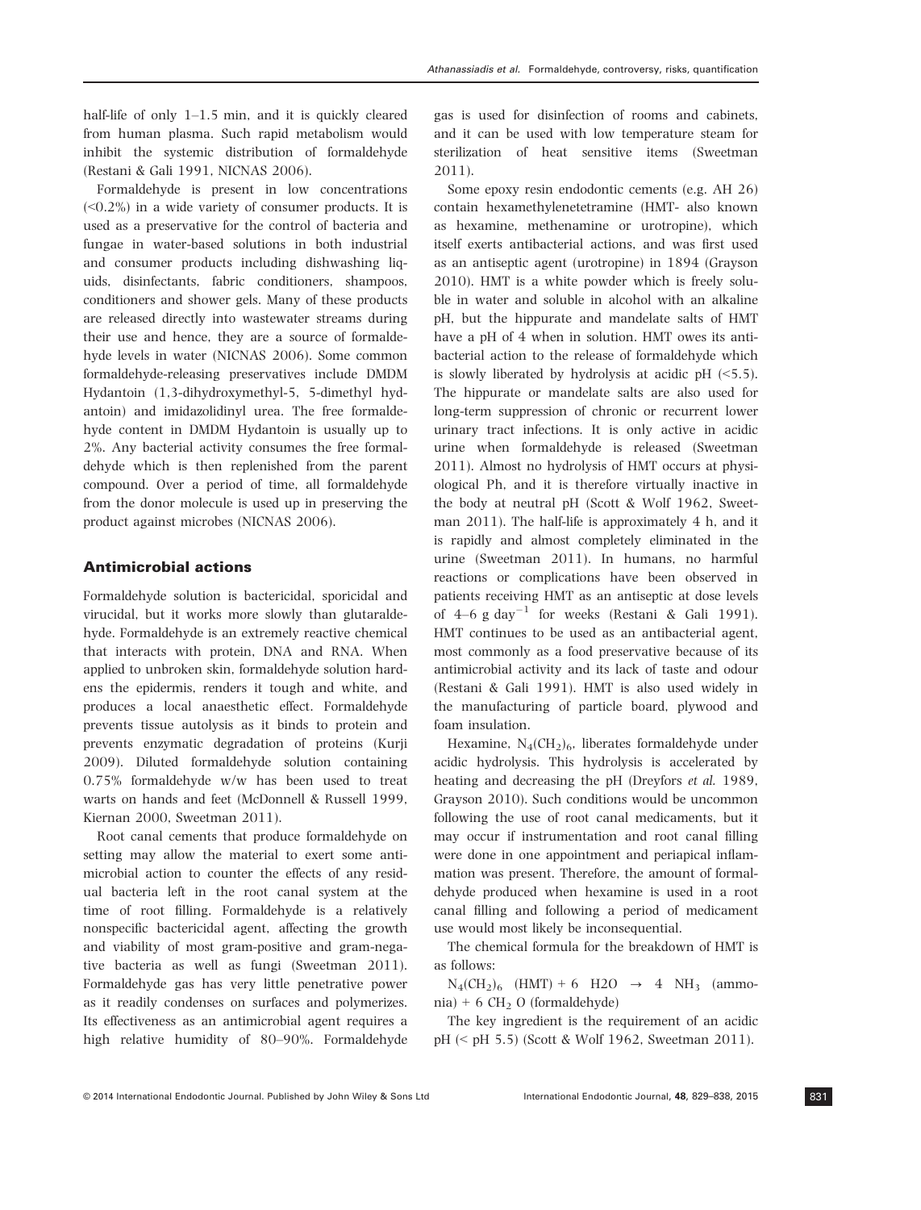half-life of only 1–1.5 min, and it is quickly cleared from human plasma. Such rapid metabolism would inhibit the systemic distribution of formaldehyde (Restani & Gali 1991, NICNAS 2006).

Formaldehyde is present in low concentrations (<0.2%) in a wide variety of consumer products. It is used as a preservative for the control of bacteria and fungae in water-based solutions in both industrial and consumer products including dishwashing liquids, disinfectants, fabric conditioners, shampoos, conditioners and shower gels. Many of these products are released directly into wastewater streams during their use and hence, they are a source of formaldehyde levels in water (NICNAS 2006). Some common formaldehyde-releasing preservatives include DMDM Hydantoin (1,3-dihydroxymethyl-5, 5-dimethyl hydantoin) and imidazolidinyl urea. The free formaldehyde content in DMDM Hydantoin is usually up to 2%. Any bacterial activity consumes the free formaldehyde which is then replenished from the parent compound. Over a period of time, all formaldehyde from the donor molecule is used up in preserving the product against microbes (NICNAS 2006).

## Antimicrobial actions

Formaldehyde solution is bactericidal, sporicidal and virucidal, but it works more slowly than glutaraldehyde. Formaldehyde is an extremely reactive chemical that interacts with protein, DNA and RNA. When applied to unbroken skin, formaldehyde solution hardens the epidermis, renders it tough and white, and produces a local anaesthetic effect. Formaldehyde prevents tissue autolysis as it binds to protein and prevents enzymatic degradation of proteins (Kurji 2009). Diluted formaldehyde solution containing 0.75% formaldehyde w/w has been used to treat warts on hands and feet (McDonnell & Russell 1999, Kiernan 2000, Sweetman 2011).

Root canal cements that produce formaldehyde on setting may allow the material to exert some antimicrobial action to counter the effects of any residual bacteria left in the root canal system at the time of root filling. Formaldehyde is a relatively nonspecific bactericidal agent, affecting the growth and viability of most gram-positive and gram-negative bacteria as well as fungi (Sweetman 2011). Formaldehyde gas has very little penetrative power as it readily condenses on surfaces and polymerizes. Its effectiveness as an antimicrobial agent requires a high relative humidity of 80–90%. Formaldehyde gas is used for disinfection of rooms and cabinets, and it can be used with low temperature steam for sterilization of heat sensitive items (Sweetman 2011).

Some epoxy resin endodontic cements (e.g. AH 26) contain hexamethylenetetramine (HMT- also known as hexamine, methenamine or urotropine), which itself exerts antibacterial actions, and was first used as an antiseptic agent (urotropine) in 1894 (Grayson 2010). HMT is a white powder which is freely soluble in water and soluble in alcohol with an alkaline pH, but the hippurate and mandelate salts of HMT have a pH of 4 when in solution. HMT owes its antibacterial action to the release of formaldehyde which is slowly liberated by hydrolysis at acidic pH (<5.5). The hippurate or mandelate salts are also used for long-term suppression of chronic or recurrent lower urinary tract infections. It is only active in acidic urine when formaldehyde is released (Sweetman 2011). Almost no hydrolysis of HMT occurs at physiological Ph, and it is therefore virtually inactive in the body at neutral pH (Scott & Wolf 1962, Sweetman 2011). The half-life is approximately 4 h, and it is rapidly and almost completely eliminated in the urine (Sweetman 2011). In humans, no harmful reactions or complications have been observed in patients receiving HMT as an antiseptic at dose levels of 4–6 g $day^{-1}$ for weeks (Restani & Gali 1991). HMT continues to be used as an antibacterial agent, most commonly as a food preservative because of its antimicrobial activity and its lack of taste and odour (Restani & Gali 1991). HMT is also used widely in the manufacturing of particle board, plywood and foam insulation.

Hexamine, $N_4(CH_2)_6$, liberates formaldehyde under acidic hydrolysis. This hydrolysis is accelerated by heating and decreasing the pH (Dreyfors *et al.* 1989, Grayson 2010). Such conditions would be uncommon following the use of root canal medicaments, but it may occur if instrumentation and root canal filling were done in one appointment and periapical inflammation was present. Therefore, the amount of formaldehyde produced when hexamine is used in a root canal filling and following a period of medicament use would most likely be inconsequential.

The chemical formula for the breakdown of HMT is as follows:

$N_4(CH_2)_6$ (HMT) + 6 H2O → 4 $NH_3$ (ammonia) + 6 $CH_2$ O (formaldehyde)

The key ingredient is the requirement of an acidic pH (< pH 5.5) (Scott & Wolf 1962, Sweetman 2011).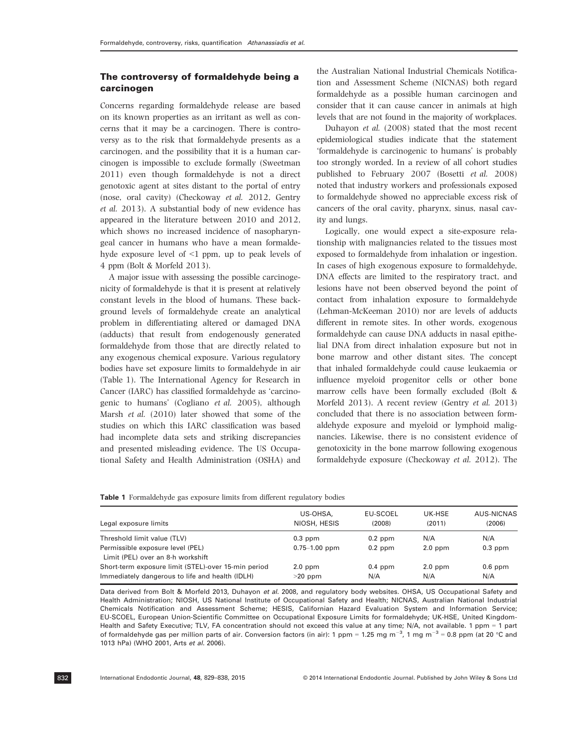## The controversy of formaldehyde being a carcinogen

Concerns regarding formaldehyde release are based on its known properties as an irritant as well as concerns that it may be a carcinogen. There is controversy as to the risk that formaldehyde presents as a carcinogen, and the possibility that it is a human carcinogen is impossible to exclude formally (Sweetman 2011) even though formaldehyde is not a direct genotoxic agent at sites distant to the portal of entry (nose, oral cavity) (Checkoway *et al.* 2012, Gentry *et al.* 2013). A substantial body of new evidence has appeared in the literature between 2010 and 2012, which shows no increased incidence of nasopharyngeal cancer in humans who have a mean formaldehyde exposure level of <1 ppm, up to peak levels of 4 ppm (Bolt & Morfeld 2013).

A major issue with assessing the possible carcinogenicity of formaldehyde is that it is present at relatively constant levels in the blood of humans. These background levels of formaldehyde create an analytical problem in differentiating altered or damaged DNA (adducts) that result from endogenously generated formaldehyde from those that are directly related to any exogenous chemical exposure. Various regulatory bodies have set exposure limits to formaldehyde in air (Table 1). The International Agency for Research in Cancer (IARC) has classified formaldehyde as 'carcinogenic to humans' (Cogliano *et al.* 2005), although Marsh *et al.* (2010) later showed that some of the studies on which this IARC classification was based had incomplete data sets and striking discrepancies and presented misleading evidence. The US Occupational Safety and Health Administration (OSHA) and the Australian National Industrial Chemicals Notification and Assessment Scheme (NICNAS) both regard formaldehyde as a possible human carcinogen and consider that it can cause cancer in animals at high levels that are not found in the majority of workplaces.

Duhayon *et al.* (2008) stated that the most recent epidemiological studies indicate that the statement 'formaldehyde is carcinogenic to humans' is probably too strongly worded. In a review of all cohort studies published to February 2007 (Bosetti *et al.* 2008) noted that industry workers and professionals exposed to formaldehyde showed no appreciable excess risk of cancers of the oral cavity, pharynx, sinus, nasal cavity and lungs.

Logically, one would expect a site-exposure relationship with malignancies related to the tissues most exposed to formaldehyde from inhalation or ingestion. In cases of high exogenous exposure to formaldehyde, DNA effects are limited to the respiratory tract, and lesions have not been observed beyond the point of contact from inhalation exposure to formaldehyde (Lehman-McKeeman 2010) nor are levels of adducts different in remote sites. In other words, exogenous formaldehyde can cause DNA adducts in nasal epithelial DNA from direct inhalation exposure but not in bone marrow and other distant sites. The concept that inhaled formaldehyde could cause leukaemia or influence myeloid progenitor cells or other bone marrow cells have been formally excluded (Bolt & Morfeld 2013). A recent review (Gentry *et al.* 2013) concluded that there is no association between formaldehyde exposure and myeloid or lymphoid malignancies. Likewise, there is no consistent evidence of genotoxicity in the bone marrow following exogenous formaldehyde exposure (Checkoway *et al.* 2012). The

**Table 1** Formaldehyde gas exposure limits from different regulatory bodies

| Legal exposure limits | US-OHSA, NIOSH, HESIS | EU-SCOEL (2008) | UK-HSE (2011) | AUS-NICNAS (2006) |
|---|---|---|---|---|
| Threshold limit value (TLV) | 0.3 ppm | 0.2 ppm | N/A | N/A |
| Permissible exposure level (PEL) Limit (PEL) over an 8-h workshift | 0.75–1.00 ppm | 0.2 ppm | 2.0 ppm | 0.3 ppm |
| Short-term exposure limit (STEL)-over 15-min period | 2.0 ppm | 0.4 ppm | 2.0 ppm | 0.6 ppm |
| Immediately dangerous to life and health (IDLH) | >20 ppm | N/A | N/A | N/A |

Data derived from Bolt & Morfeld 2013, Duhayon *et al.* 2008, and regulatory body websites. OHSA, US Occupational Safety and Health Administration; NIOSH, US National Institute of Occupational Safety and Health; NICNAS, Australian National Industrial Chemicals Notification and Assessment Scheme; HESIS, Californian Hazard Evaluation System and Information Service; EU-SCOEL, European Union-Scientific Committee on Occupational Exposure Limits for formaldehyde; UK-HSE, United Kingdom-Health and Safety Executive; TLV, FA concentration should not exceed this value at any time; N/A, not available. 1 ppm = 1 part of formaldehyde gas per million parts of air. Conversion factors (in air): 1 ppm = 1.25 mg $m^{-3}$, 1 mg $m^{-3}$ = 0.8 ppm (at 20 °C and 1013 hPa) (WHO 2001, Arts *et al.* 2006).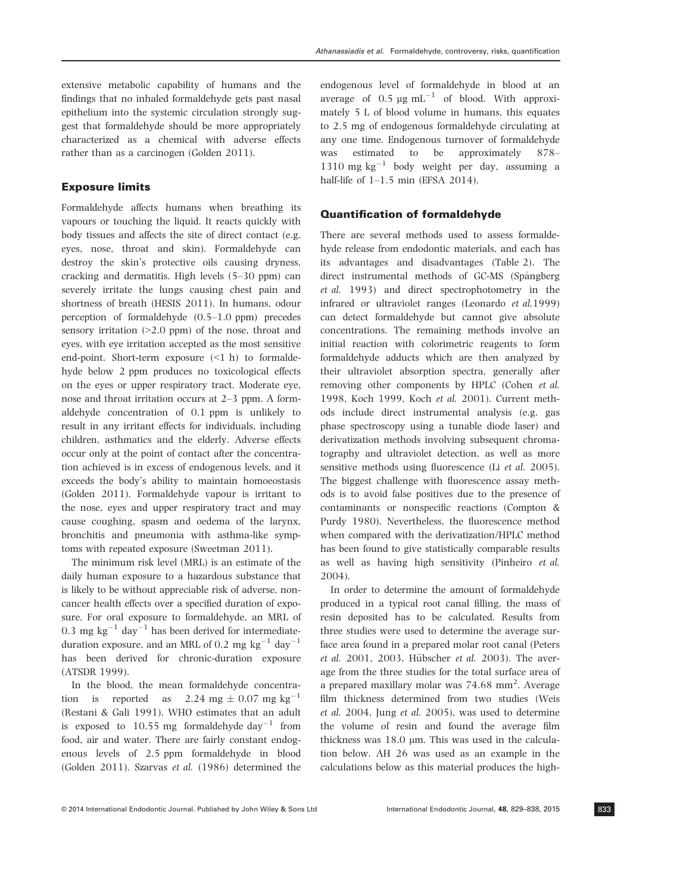extensive metabolic capability of humans and the findings that no inhaled formaldehyde gets past nasal epithelium into the systemic circulation strongly suggest that formaldehyde should be more appropriately characterized as a chemical with adverse effects rather than as a carcinogen (Golden 2011).

### Exposure limits

Formaldehyde affects humans when breathing its vapours or touching the liquid. It reacts quickly with body tissues and affects the site of direct contact (e.g. eyes, nose, throat and skin). Formaldehyde can destroy the skin's protective oils causing dryness, cracking and dermatitis. High levels (5–30 ppm) can severely irritate the lungs causing chest pain and shortness of breath (HESIS 2011). In humans, odour perception of formaldehyde (0.5–1.0 ppm) precedes sensory irritation (>2.0 ppm) of the nose, throat and eyes, with eye irritation accepted as the most sensitive end-point. Short-term exposure (<1 h) to formaldehyde below 2 ppm produces no toxicological effects on the eyes or upper respiratory tract. Moderate eye, nose and throat irritation occurs at 2–3 ppm. A formaldehyde concentration of 0.1 ppm is unlikely to result in any irritant effects for individuals, including children, asthmatics and the elderly. Adverse effects occur only at the point of contact after the concentration achieved is in excess of endogenous levels, and it exceeds the body's ability to maintain homoeostasis (Golden 2011). Formaldehyde vapour is irritant to the nose, eyes and upper respiratory tract and may cause coughing, spasm and oedema of the larynx, bronchitis and pneumonia with asthma-like symptoms with repeated exposure (Sweetman 2011).

The minimum risk level (MRL) is an estimate of the daily human exposure to a hazardous substance that is likely to be without appreciable risk of adverse, non-cancer health effects over a specified duration of exposure. For oral exposure to formaldehyde, an MRL of 0.3 mg $kg^{-1}$ $day^{-1}$ has been derived for intermediate-duration exposure, and an MRL of 0.2 mg $kg^{-1}$ $day^{-1}$ has been derived for chronic-duration exposure (ATSDR 1999).

In the blood, the mean formaldehyde concentration is reported as 2.24 mg ± 0.07 mg $kg^{-1}$ (Restani & Gali 1991). WHO estimates that an adult is exposed to 10.55 mg formaldehyde $day^{-1}$ from food, air and water. There are fairly constant endogenous levels of 2.5 ppm formaldehyde in blood (Golden 2011). Szarvas *et al.* (1986) determined the endogenous level of formaldehyde in blood at an average of 0.5 μg $mL^{-1}$ of blood. With approximately 5 L of blood volume in humans, this equates to 2.5 mg of endogenous formaldehyde circulating at any one time. Endogenous turnover of formaldehyde was estimated to be approximately 878–1310 mg $kg^{-1}$ body weight per day, assuming a half-life of 1–1.5 min (EFSA 2014).

### Quantification of formaldehyde

There are several methods used to assess formaldehyde release from endodontic materials, and each has its advantages and disadvantages (Table 2). The direct instrumental methods of GC-MS (Spångberg *et al.* 1993) and direct spectrophotometry in the infrared or ultraviolet ranges (Leonardo *et al.*1999) can detect formaldehyde but cannot give absolute concentrations. The remaining methods involve an initial reaction with colorimetric reagents to form formaldehyde adducts which are then analyzed by their ultraviolet absorption spectra, generally after removing other components by HPLC (Cohen *et al.* 1998, Koch 1999, Koch *et al.* 2001). Current methods include direct instrumental analysis (e.g. gas phase spectroscopy using a tunable diode laser) and derivatization methods involving subsequent chromatography and ultraviolet detection, as well as more sensitive methods using fluorescence (Li *et al.* 2005). The biggest challenge with fluorescence assay methods is to avoid false positives due to the presence of contaminants or nonspecific reactions (Compton & Purdy 1980). Nevertheless, the fluorescence method when compared with the derivatization/HPLC method has been found to give statistically comparable results as well as having high sensitivity (Pinheiro *et al.* 2004).

In order to determine the amount of formaldehyde produced in a typical root canal filling, the mass of resin deposited has to be calculated. Results from three studies were used to determine the average surface area found in a prepared molar root canal (Peters *et al.* 2001, 2003, Hübscher *et al.* 2003). The average from the three studies for the total surface area of a prepared maxillary molar was 74.68 $mm^2$. Average film thickness determined from two studies (Weis *et al.* 2004, Jung *et al.* 2005), was used to determine the volume of resin and found the average film thickness was 18.0 μm. This was used in the calculation below. AH 26 was used as an example in the calculations below as this material produces the high-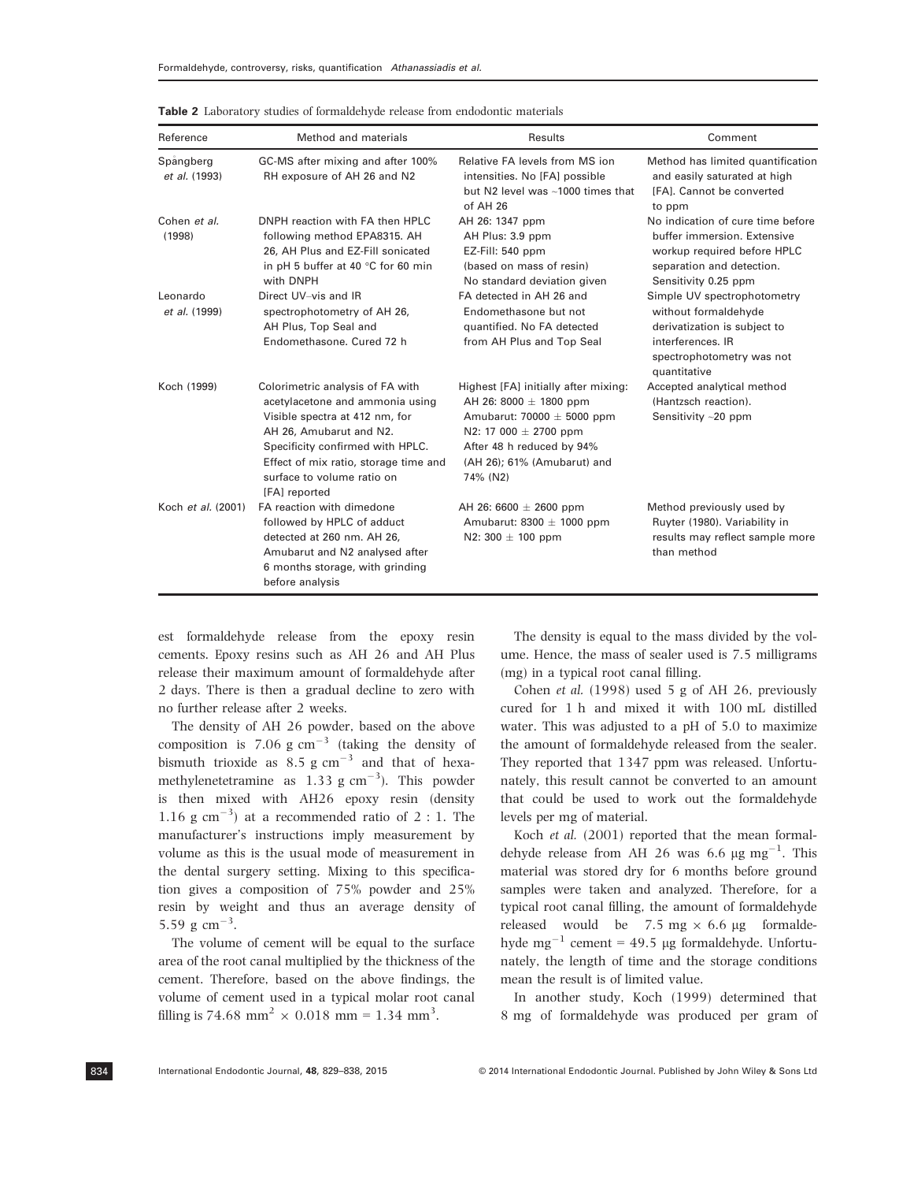**Table 2** Laboratory studies of formaldehyde release from endodontic materials

| Reference | Method and materials | Results | Comment |
|---|---|---|---|
| Spångberg *et al.* (1993) | GC-MS after mixing and after 100% RH exposure of AH 26 and N2 | Relative FA levels from MS ion intensities. No [FA] possible but N2 level was ~1000 times that of AH 26 | Method has limited quantification and easily saturated at high [FA]. Cannot be converted to ppm |
| Cohen *et al.* (1998) | DNPH reaction with FA then HPLC following method EPA8315. AH 26, AH Plus and EZ-Fill sonicated in pH 5 buffer at 40 °C for 60 min with DNPH | AH 26: 1347 ppm<br>AH Plus: 3.9 ppm<br>EZ-Fill: 540 ppm<br>(based on mass of resin)<br>No standard deviation given | No indication of cure time before buffer immersion. Extensive workup required before HPLC separation and detection. Sensitivity 0.25 ppm |
| Leonardo *et al.* (1999) | Direct UV–vis and IR spectrophotometry of AH 26, AH Plus, Top Seal and Endomethasone. Cured 72 h | FA detected in AH 26 and Endomethasone but not quantified. No FA detected from AH Plus and Top Seal | Simple UV spectrophotometry without formaldehyde derivatization is subject to interferences. IR spectrophotometry was not quantitative |
| Koch (1999) | Colorimetric analysis of FA with acetylacetone and ammonia using Visible spectra at 412 nm, for AH 26, Amubarut and N2. Specificity confirmed with HPLC. Effect of mix ratio, storage time and surface to volume ratio on [FA] reported | Highest [FA] initially after mixing:<br>AH 26: 8000 ± 1800 ppm<br>Amubarut: 70000 ± 5000 ppm<br>N2: 17 000 ± 2700 ppm<br>After 48 h reduced by 94% (AH 26); 61% (Amubarut) and 74% (N2) | Accepted analytical method (Hantzsch reaction). Sensitivity ~20 ppm |
| Koch *et al.* (2001) | FA reaction with dimedone followed by HPLC of adduct detected at 260 nm. AH 26, Amubarut and N2 analysed after 6 months storage, with grinding before analysis | AH 26: 6600 ± 2600 ppm<br>Amubarut: 8300 ± 1000 ppm<br>N2: 300 ± 100 ppm | Method previously used by Ruyter (1980). Variability in results may reflect sample more than method |

est formaldehyde release from the epoxy resin cements. Epoxy resins such as AH 26 and AH Plus release their maximum amount of formaldehyde after 2 days. There is then a gradual decline to zero with no further release after 2 weeks.

The density of AH 26 powder, based on the above composition is 7.06 g $cm^{-3}$ (taking the density of bismuth trioxide as 8.5 g $cm^{-3}$ and that of hexamethylenetetramine as 1.33 g $cm^{-3}$). This powder is then mixed with AH26 epoxy resin (density 1.16 g $cm^{-3}$) at a recommended ratio of 2 : 1. The manufacturer's instructions imply measurement by volume as this is the usual mode of measurement in the dental surgery setting. Mixing to this specification gives a composition of 75% powder and 25% resin by weight and thus an average density of 5.59 g $cm^{-3}$.

The volume of cement will be equal to the surface area of the root canal multiplied by the thickness of the cement. Therefore, based on the above findings, the volume of cement used in a typical molar root canal filling is 74.68 $mm^2$ × 0.018 mm = 1.34 $mm^3$.

The density is equal to the mass divided by the volume. Hence, the mass of sealer used is 7.5 milligrams (mg) in a typical root canal filling.

Cohen *et al.* (1998) used 5 g of AH 26, previously cured for 1 h and mixed it with 100 mL distilled water. This was adjusted to a pH of 5.0 to maximize the amount of formaldehyde released from the sealer. They reported that 1347 ppm was released. Unfortunately, this result cannot be converted to an amount that could be used to work out the formaldehyde levels per mg of material.

Koch *et al.* (2001) reported that the mean formaldehyde release from AH 26 was 6.6 μg $mg^{-1}$. This material was stored dry for 6 months before ground samples were taken and analyzed. Therefore, for a typical root canal filling, the amount of formaldehyde released would be 7.5 mg × 6.6 μg formaldehyde $mg^{-1}$ cement = 49.5 μg formaldehyde. Unfortunately, the length of time and the storage conditions mean the result is of limited value.

In another study, Koch (1999) determined that 8 mg of formaldehyde was produced per gram of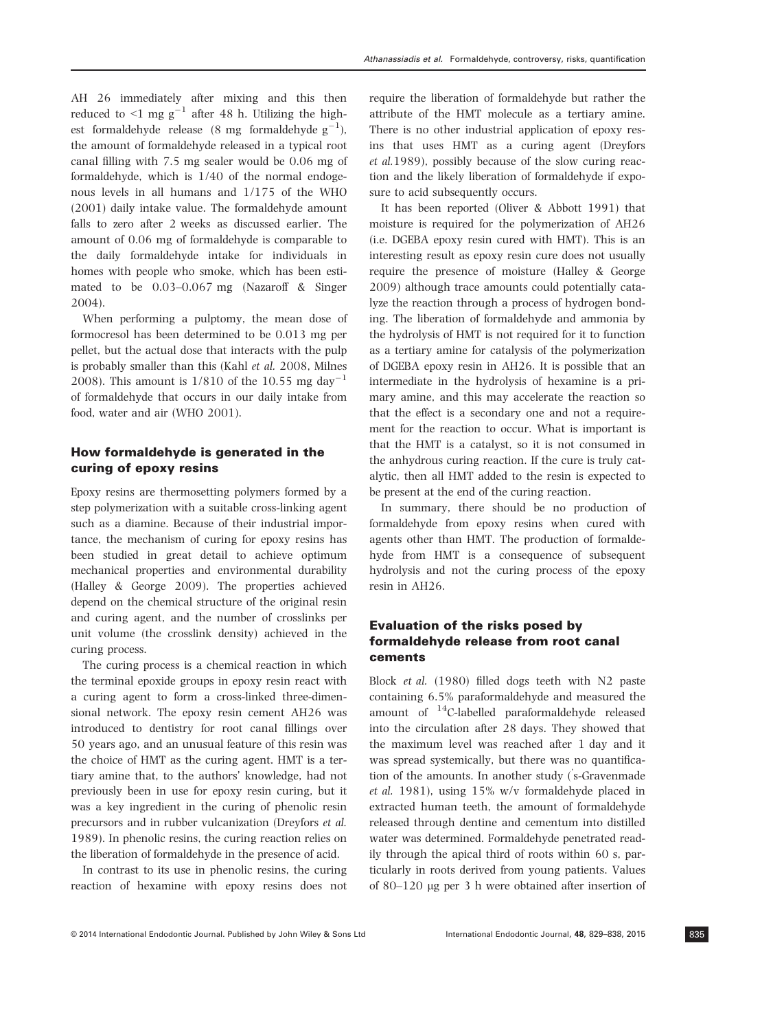AH 26 immediately after mixing and this then reduced to <1 mg $g^{-1}$ after 48 h. Utilizing the highest formaldehyde release (8 mg formaldehyde $g^{-1}$), the amount of formaldehyde released in a typical root canal filling with 7.5 mg sealer would be 0.06 mg of formaldehyde, which is 1/40 of the normal endogenous levels in all humans and 1/175 of the WHO (2001) daily intake value. The formaldehyde amount falls to zero after 2 weeks as discussed earlier. The amount of 0.06 mg of formaldehyde is comparable to the daily formaldehyde intake for individuals in homes with people who smoke, which has been estimated to be 0.03–0.067 mg (Nazaroff & Singer 2004).

When performing a pulpotomy, the mean dose of formocresol has been determined to be 0.013 mg per pellet, but the actual dose that interacts with the pulp is probably smaller than this (Kahl *et al.* 2008, Milnes 2008). This amount is 1/810 of the 10.55 mg $day^{-1}$ of formaldehyde that occurs in our daily intake from food, water and air (WHO 2001).

## How formaldehyde is generated in the curing of epoxy resins

Epoxy resins are thermosetting polymers formed by a step polymerization with a suitable cross-linking agent such as a diamine. Because of their industrial importance, the mechanism of curing for epoxy resins has been studied in great detail to achieve optimum mechanical properties and environmental durability (Halley & George 2009). The properties achieved depend on the chemical structure of the original resin and curing agent, and the number of crosslinks per unit volume (the crosslink density) achieved in the curing process.

The curing process is a chemical reaction in which the terminal epoxide groups in epoxy resin react with a curing agent to form a cross-linked three-dimensional network. The epoxy resin cement AH26 was introduced to dentistry for root canal fillings over 50 years ago, and an unusual feature of this resin was the choice of HMT as the curing agent. HMT is a tertiary amine that, to the authors' knowledge, had not previously been in use for epoxy resin curing, but it was a key ingredient in the curing of phenolic resin precursors and in rubber vulcanization (Dreyfors *et al.* 1989). In phenolic resins, the curing reaction relies on the liberation of formaldehyde in the presence of acid.

In contrast to its use in phenolic resins, the curing reaction of hexamine with epoxy resins does not require the liberation of formaldehyde but rather the attribute of the HMT molecule as a tertiary amine. There is no other industrial application of epoxy resins that uses HMT as a curing agent (Dreyfors *et al.* 1989), possibly because of the slow curing reaction and the likely liberation of formaldehyde if exposure to acid subsequently occurs.

It has been reported (Oliver & Abbott 1991) that moisture is required for the polymerization of AH26 (i.e. DGEBA epoxy resin cured with HMT). This is an interesting result as epoxy resin cure does not usually require the presence of moisture (Halley & George 2009) although trace amounts could potentially catalyze the reaction through a process of hydrogen bonding. The liberation of formaldehyde and ammonia by the hydrolysis of HMT is not required for it to function as a tertiary amine for catalysis of the polymerization of DGEBA epoxy resin in AH26. It is possible that an intermediate in the hydrolysis of hexamine is a primary amine, and this may accelerate the reaction so that the effect is a secondary one and not a requirement for the reaction to occur. What is important is that the HMT is a catalyst, so it is not consumed in the anhydrous curing reaction. If the cure is truly catalytic, then all HMT added to the resin is expected to be present at the end of the curing reaction.

In summary, there should be no production of formaldehyde from epoxy resins when cured with agents other than HMT. The production of formaldehyde from HMT is a consequence of subsequent hydrolysis and not the curing process of the epoxy resin in AH26.

## Evaluation of the risks posed by formaldehyde release from root canal cements

Block *et al.* (1980) filled dogs teeth with N2 paste containing 6.5% paraformaldehyde and measured the amount of $^{14}$C-labelled paraformaldehyde released into the circulation after 28 days. They showed that the maximum level was reached after 1 day and it was spread systemically, but there was no quantification of the amounts. In another study ('s-Gravenmade *et al.* 1981), using 15% w/v formaldehyde placed in extracted human teeth, the amount of formaldehyde released through dentine and cementum into distilled water was determined. Formaldehyde penetrated readily through the apical third of roots within 60 s, particularly in roots derived from young patients. Values of 80–120 μg per 3 h were obtained after insertion of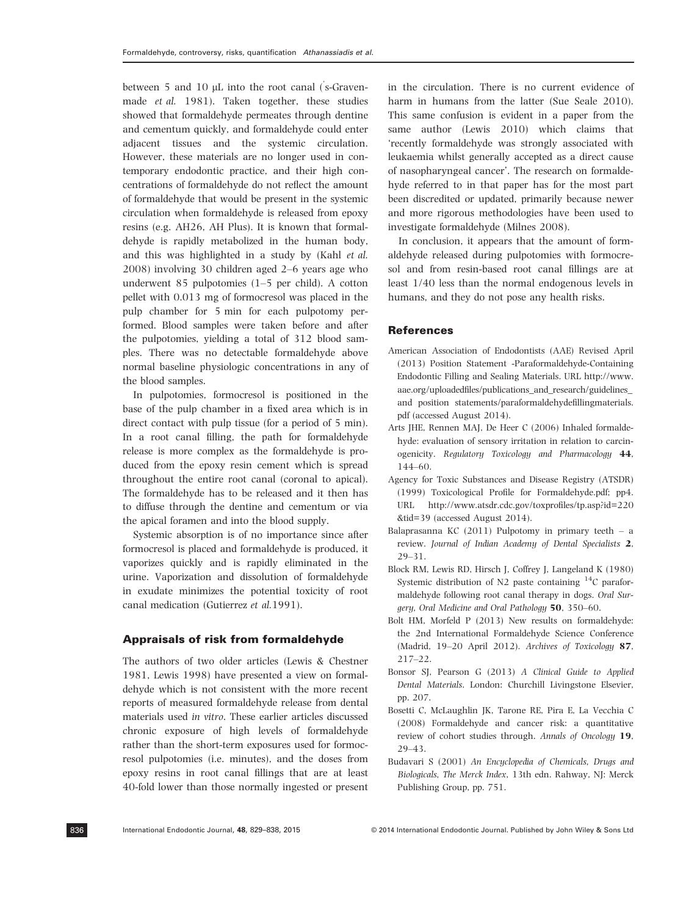between 5 and 10 μL into the root canal ('s-Gravenmade *et al.* 1981). Taken together, these studies showed that formaldehyde permeates through dentine and cementum quickly, and formaldehyde could enter adjacent tissues and the systemic circulation. However, these materials are no longer used in contemporary endodontic practice, and their high concentrations of formaldehyde do not reflect the amount of formaldehyde that would be present in the systemic circulation when formaldehyde is released from epoxy resins (e.g. AH26, AH Plus). It is known that formaldehyde is rapidly metabolized in the human body, and this was highlighted in a study by (Kahl *et al.* 2008) involving 30 children aged 2–6 years age who underwent 85 pulpotomies (1–5 per child). A cotton pellet with 0.013 mg of formocresol was placed in the pulp chamber for 5 min for each pulpotomy performed. Blood samples were taken before and after the pulpotomies, yielding a total of 312 blood samples. There was no detectable formaldehyde above normal baseline physiologic concentrations in any of the blood samples.

In pulpotomies, formocresol is positioned in the base of the pulp chamber in a fixed area which is in direct contact with pulp tissue (for a period of 5 min). In a root canal filling, the path for formaldehyde release is more complex as the formaldehyde is produced from the epoxy resin cement which is spread throughout the entire root canal (coronal to apical). The formaldehyde has to be released and it then has to diffuse through the dentine and cementum or via the apical foramen and into the blood supply.

Systemic absorption is of no importance since after formocresol is placed and formaldehyde is produced, it vaporizes quickly and is rapidly eliminated in the urine. Vaporization and dissolution of formaldehyde in exudate minimizes the potential toxicity of root canal medication (Gutierrez *et al.*1991).

## Appraisals of risk from formaldehyde

The authors of two older articles (Lewis & Chestner 1981, Lewis 1998) have presented a view on formaldehyde which is not consistent with the more recent reports of measured formaldehyde release from dental materials used *in vitro*. These earlier articles discussed chronic exposure of high levels of formaldehyde rather than the short-term exposures used for formocresol pulpotomies (i.e. minutes), and the doses from epoxy resins in root canal fillings that are at least 40-fold lower than those normally ingested or present in the circulation. There is no current evidence of harm in humans from the latter (Sue Seale 2010). This same confusion is evident in a paper from the same author (Lewis 2010) which claims that 'recently formaldehyde was strongly associated with leukaemia whilst generally accepted as a direct cause of nasopharyngeal cancer'. The research on formaldehyde referred to in that paper has for the most part been discredited or updated, primarily because newer and more rigorous methodologies have been used to investigate formaldehyde (Milnes 2008).

In conclusion, it appears that the amount of formaldehyde released during pulpotomies with formocresol and from resin-based root canal fillings are at least 1/40 less than the normal endogenous levels in humans, and they do not pose any health risks.

## References

American Association of Endodontists (AAE) Revised April (2013) Position Statement -Paraformaldehyde-Containing Endodontic Filling and Sealing Materials. URL http://www.aae.org/uploadedfiles/publications_and_research/guidelines_and position statements/paraformaldehydefillingmaterials.pdf (accessed August 2014).

Arts JHE, Rennen MAJ, De Heer C (2006) Inhaled formaldehyde: evaluation of sensory irritation in relation to carcinogenicity. *Regulatory Toxicology and Pharmacology* **44**, 144–60.

Agency for Toxic Substances and Disease Registry (ATSDR) (1999) Toxicological Profile for Formaldehyde.pdf; pp4. URL http://www.atsdr.cdc.gov/toxprofiles/tp.asp?id=220&tid=39 (accessed August 2014).

Balaprasanna KC (2011) Pulpotomy in primary teeth – a review. *Journal of Indian Academy of Dental Specialists* **2**, 29–31.

Block RM, Lewis RD, Hirsch J, Coffrey J, Langeland K (1980) Systemic distribution of N2 paste containing $^{14}C$ paraformaldehyde following root canal therapy in dogs. *Oral Surgery, Oral Medicine and Oral Pathology* **50**, 350–60.

Bolt HM, Morfeld P (2013) New results on formaldehyde: the 2nd International Formaldehyde Science Conference (Madrid, 19–20 April 2012). *Archives of Toxicology* **87**, 217–22.

Bonsor SJ, Pearson G (2013) *A Clinical Guide to Applied Dental Materials*. London: Churchill Livingstone Elsevier, pp. 207.

Bosetti C, McLaughlin JK, Tarone RE, Pira E, La Vecchia C (2008) Formaldehyde and cancer risk: a quantitative review of cohort studies through. *Annals of Oncology* **19**, 29–43.

Budavari S (2001) *An Encyclopedia of Chemicals, Drugs and Biologicals, The Merck Index*, 13th edn. Rahway, NJ: Merck Publishing Group, pp. 751.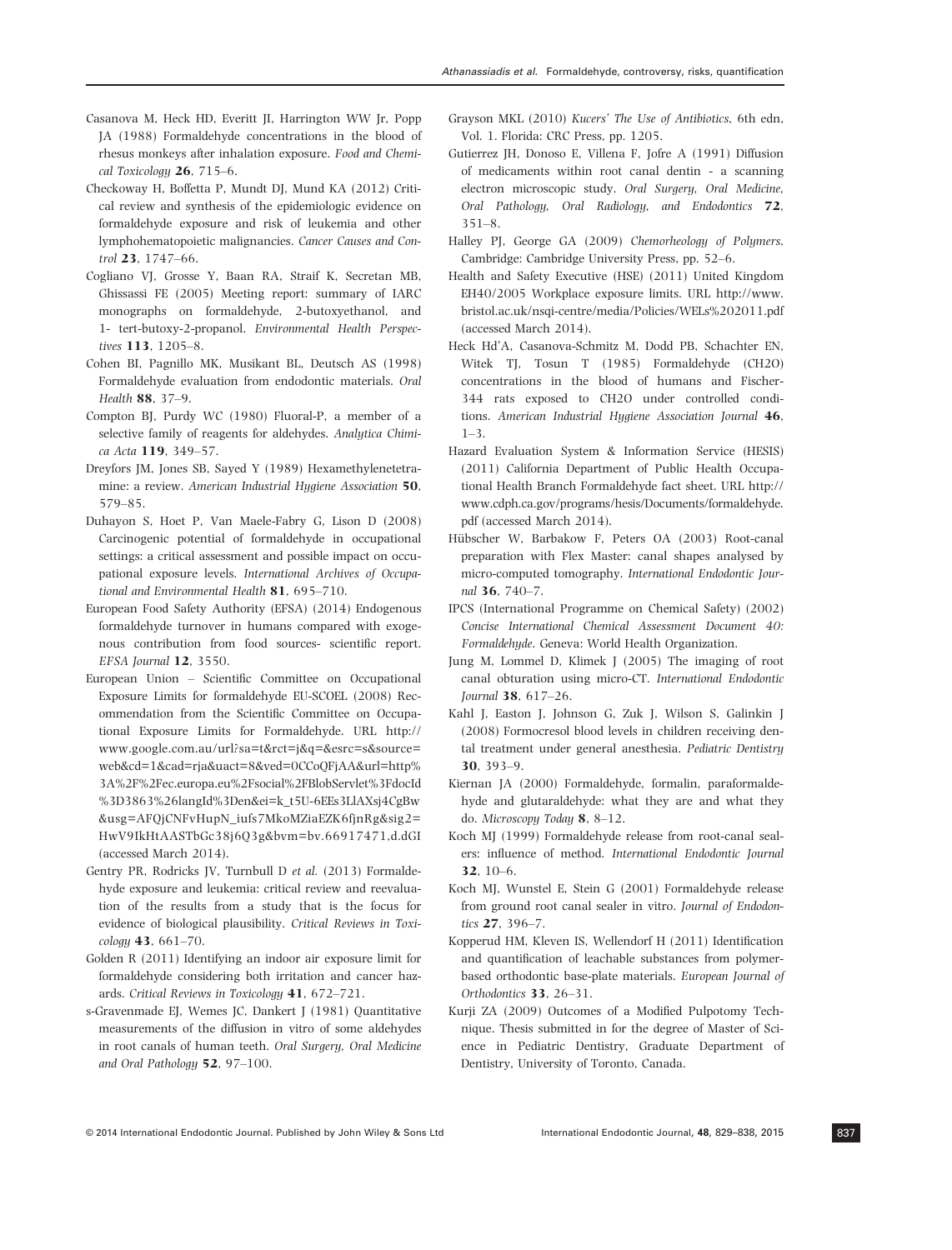Casanova M, Heck HD, Everitt JI, Harrington WW Jr, Popp JA (1988) Formaldehyde concentrations in the blood of rhesus monkeys after inhalation exposure. *Food and Chemical Toxicology* **26**, 715–6.

Checkoway H, Boffetta P, Mundt DJ, Mund KA (2012) Critical review and synthesis of the epidemiologic evidence on formaldehyde exposure and risk of leukemia and other lymphohematopoietic malignancies. *Cancer Causes and Control* **23**, 1747–66.

Cogliano VJ, Grosse Y, Baan RA, Straif K, Secretan MB, Ghissassi FE (2005) Meeting report: summary of IARC monographs on formaldehyde, 2-butoxyethanol, and 1- tert-butoxy-2-propanol. *Environmental Health Perspectives* **113**, 1205–8.

Cohen BI, Pagnillo MK, Musikant BL, Deutsch AS (1998) Formaldehyde evaluation from endodontic materials. *Oral Health* **88**, 37–9.

Compton BJ, Purdy WC (1980) Fluoral-P, a member of a selective family of reagents for aldehydes. *Analytica Chimica Acta* **119**, 349–57.

Dreyfors JM, Jones SB, Sayed Y (1989) Hexamethylenetetramine: a review. *American Industrial Hygiene Association* **50**, 579–85.

Duhayon S, Hoet P, Van Maele-Fabry G, Lison D (2008) Carcinogenic potential of formaldehyde in occupational settings: a critical assessment and possible impact on occupational exposure levels. *International Archives of Occupational and Environmental Health* **81**, 695–710.

European Food Safety Authority (EFSA) (2014) Endogenous formaldehyde turnover in humans compared with exogenous contribution from food sources- scientific report. *EFSA Journal* **12**, 3550.

European Union – Scientific Committee on Occupational Exposure Limits for formaldehyde EU-SCOEL (2008) Recommendation from the Scientific Committee on Occupational Exposure Limits for Formaldehyde. URL http://www.google.com.au/url?sa=t&rct=j&q=&esrc=s&source=web&cd=1&cad=rja&uact=8&ved=0CCoQFjAA&url=http%3A%2F%2Fec.europa.eu%2Fsocial%2FBlobServlet%3FdocId%3D3863%26langId%3Den&ei=k_t5U-6EEs3LlAXsj4CgBw&usg=AFQjCNFvHupN_iufs7MkoMZiaEZK6fjnRg&sig2=HwV9IkHtAASTbGc38j6Q3g&bvm=bv.66917471,d.dGI (accessed March 2014).

Gentry PR, Rodricks JV, Turnbull D *et al.* (2013) Formaldehyde exposure and leukemia: critical review and reevaluation of the results from a study that is the focus for evidence of biological plausibility. *Critical Reviews in Toxicology* **43**, 661–70.

Golden R (2011) Identifying an indoor air exposure limit for formaldehyde considering both irritation and cancer hazards. *Critical Reviews in Toxicology* **41**, 672–721.

s-Gravenmade EJ, Wemes JC, Dankert J (1981) Quantitative measurements of the diffusion in vitro of some aldehydes in root canals of human teeth. *Oral Surgery, Oral Medicine and Oral Pathology* **52**, 97–100.

Grayson MKL (2010) *Kucers' The Use of Antibiotics*, 6th edn, Vol. 1. Florida: CRC Press, pp. 1205.

Gutierrez JH, Donoso E, Villena F, Jofre A (1991) Diffusion of medicaments within root canal dentin - a scanning electron microscopic study. *Oral Surgery, Oral Medicine, Oral Pathology, Oral Radiology, and Endodontics* **72**, 351–8.

Halley PJ, George GA (2009) *Chemorheology of Polymers*. Cambridge: Cambridge University Press, pp. 52–6.

Health and Safety Executive (HSE) (2011) United Kingdom EH40/2005 Workplace exposure limits. URL http://www.bristol.ac.uk/nsqi-centre/media/Policies/WELs%202011.pdf (accessed March 2014).

Heck Hd'A, Casanova-Schmitz M, Dodd PB, Schachter EN, Witek TJ, Tosun T (1985) Formaldehyde (CH2O) concentrations in the blood of humans and Fischer-344 rats exposed to CH2O under controlled conditions. *American Industrial Hygiene Association Journal* **46**, 1–3.

Hazard Evaluation System & Information Service (HESIS) (2011) California Department of Public Health Occupational Health Branch Formaldehyde fact sheet. URL http://www.cdph.ca.gov/programs/hesis/Documents/formaldehyde.pdf (accessed March 2014).

Hübscher W, Barbakow F, Peters OA (2003) Root-canal preparation with Flex Master: canal shapes analysed by micro-computed tomography. *International Endodontic Journal* **36**, 740–7.

IPCS (International Programme on Chemical Safety) (2002) *Concise International Chemical Assessment Document 40: Formaldehyde*. Geneva: World Health Organization.

Jung M, Lommel D, Klimek J (2005) The imaging of root canal obturation using micro-CT. *International Endodontic Journal* **38**, 617–26.

Kahl J, Easton J, Johnson G, Zuk J, Wilson S, Galinkin J (2008) Formocresol blood levels in children receiving dental treatment under general anesthesia. *Pediatric Dentistry* **30**, 393–9.

Kiernan JA (2000) Formaldehyde, formalin, paraformaldehyde and glutaraldehyde: what they are and what they do. *Microscopy Today* **8**, 8–12.

Koch MJ (1999) Formaldehyde release from root-canal sealers: influence of method. *International Endodontic Journal* **32**, 10–6.

Koch MJ, Wunstel E, Stein G (2001) Formaldehyde release from ground root canal sealer in vitro. *Journal of Endodontics* **27**, 396–7.

Kopperud HM, Kleven IS, Wellendorf H (2011) Identification and quantification of leachable substances from polymer-based orthodontic base-plate materials. *European Journal of Orthodontics* **33**, 26–31.

Kurji ZA (2009) Outcomes of a Modified Pulpotomy Technique. Thesis submitted in for the degree of Master of Science in Pediatric Dentistry, Graduate Department of Dentistry, University of Toronto, Canada.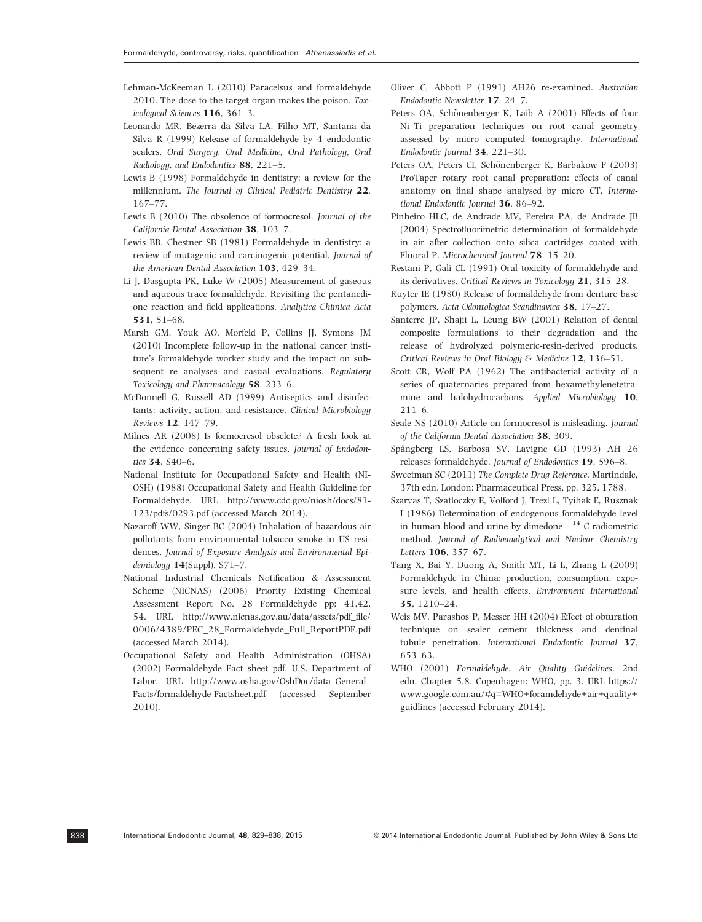Lehman-McKeeman L (2010) Paracelsus and formaldehyde 2010. The dose to the target organ makes the poison. *Toxicological Sciences* **116**, 361–3.

Leonardo MR, Bezerra da Silva LA, Filho MT, Santana da Silva R (1999) Release of formaldehyde by 4 endodontic sealers. *Oral Surgery, Oral Medicine, Oral Pathology, Oral Radiology, and Endodontics* **88**, 221–5.

Lewis B (1998) Formaldehyde in dentistry: a review for the millennium. *The Journal of Clinical Pediatric Dentistry* **22**, 167–77.

Lewis B (2010) The obsolence of formocresol. *Journal of the California Dental Association* **38**, 103–7.

Lewis BB, Chestner SB (1981) Formaldehyde in dentistry: a review of mutagenic and carcinogenic potential. *Journal of the American Dental Association* **103**, 429–34.

Li J, Dasgupta PK, Luke W (2005) Measurement of gaseous and aqueous trace formaldehyde. Revisiting the pentanedione reaction and field applications. *Analytica Chimica Acta* **531**, 51–68.

Marsh GM, Youk AO, Morfeld P, Collins JJ, Symons JM (2010) Incomplete follow-up in the national cancer institute's formaldehyde worker study and the impact on subsequent re analyses and casual evaluations. *Regulatory Toxicology and Pharmacology* **58**, 233–6.

McDonnell G, Russell AD (1999) Antiseptics and disinfectants: activity, action, and resistance. *Clinical Microbiology Reviews* **12**, 147–79.

Milnes AR (2008) Is formocresol obselete? A fresh look at the evidence concerning safety issues. *Journal of Endodontics* **34**, S40–6.

National Institute for Occupational Safety and Health (NIOSH) (1988) Occupational Safety and Health Guideline for Formaldehyde. URL http://www.cdc.gov/niosh/docs/81-123/pdfs/0293.pdf (accessed March 2014).

Nazaroff WW, Singer BC (2004) Inhalation of hazardous air pollutants from environmental tobacco smoke in US residences. *Journal of Exposure Analysis and Environmental Epidemiology* **14**(Suppl), S71–7.

National Industrial Chemicals Notification & Assessment Scheme (NICNAS) (2006) Priority Existing Chemical Assessment Report No. 28 Formaldehyde pp; 41,42, 54. URL http://www.nicnas.gov.au/data/assets/pdf_file/0006/4389/PEC_28_Formaldehyde_Full_ReportPDF.pdf (accessed March 2014).

Occupational Safety and Health Administration (OHSA) (2002) Formaldehyde Fact sheet pdf. U.S. Department of Labor. URL http://www.osha.gov/OshDoc/data_General_Facts/formaldehyde-Factsheet.pdf (accessed September 2010).

Oliver C, Abbott P (1991) AH26 re-examined. *Australian Endodontic Newsletter* **17**, 24–7.

Peters OA, Schönenberger K, Laib A (2001) Effects of four Ni–Ti preparation techniques on root canal geometry assessed by micro computed tomography. *International Endodontic Journal* **34**, 221–30.

Peters OA, Peters CI, Schönenberger K, Barbakow F (2003) ProTaper rotary root canal preparation: effects of canal anatomy on final shape analysed by micro CT. *International Endodontic Journal* **36**, 86–92.

Pinheiro HLC, de Andrade MV, Pereira PA, de Andrade JB (2004) Spectrofluorimetric determination of formaldehyde in air after collection onto silica cartridges coated with Fluoral P. *Microchemical Journal* **78**, 15–20.

Restani P, Gali CL (1991) Oral toxicity of formaldehyde and its derivatives. *Critical Reviews in Toxicology* **21**, 315–28.

Ruyter IE (1980) Release of formaldehyde from denture base polymers. *Acta Odontologica Scandinavica* **38**, 17–27.

Santerre JP, Shajii L, Leung BW (2001) Relation of dental composite formulations to their degradation and the release of hydrolyzed polymeric-resin-derived products. *Critical Reviews in Oral Biology & Medicine* **12**, 136–51.

Scott CR, Wolf PA (1962) The antibacterial activity of a series of quaternaries prepared from hexamethylenetetramine and halohydrocarbons. *Applied Microbiology* **10**, 211–6.

Seale NS (2010) Article on formocresol is misleading. *Journal of the California Dental Association* **38**, 309.

Spångberg LS, Barbosa SV, Lavigne GD (1993) AH 26 releases formaldehyde. *Journal of Endodontics* **19**, 596–8.

Sweetman SC (2011) *The Complete Drug Reference*. Martindale, 37th edn. London: Pharmaceutical Press, pp. 325, 1788.

Szarvas T, Szatloczky E, Volford J, Trezl L, Tyihak E, Rusznak I (1986) Determination of endogenous formaldehyde level in human blood and urine by dimedone - $^{14}$ C radiometric method. *Journal of Radioanalytical and Nuclear Chemistry Letters* **106**, 357–67.

Tang X, Bai Y, Duong A, Smith MT, Li L, Zhang L (2009) Formaldehyde in China: production, consumption, exposure levels, and health effects. *Environment International* **35**, 1210–24.

Weis MV, Parashos P, Messer HH (2004) Effect of obturation technique on sealer cement thickness and dentinal tubule penetration. *International Endodontic Journal* **37**, 653–63.

WHO (2001) *Formaldehyde. Air Quality Guidelines*, 2nd edn, Chapter 5.8. Copenhagen: WHO, pp. 3. URL https://www.google.com.au/#q=WHO+foramdehyde+air+quality+guidlines (accessed February 2014).